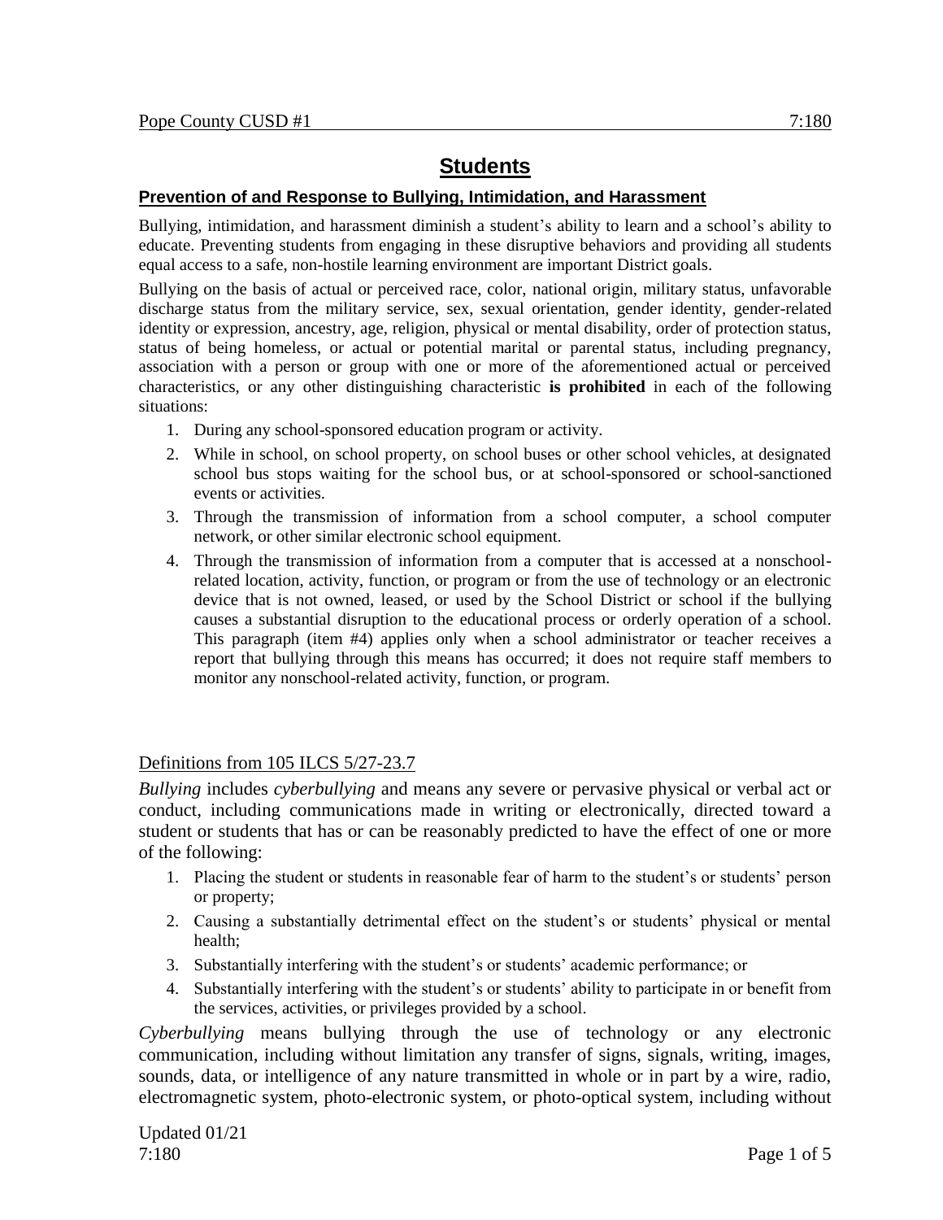# Students

## Prevention of and Response to Bullying, Intimidation, and Harassment

Bullying, intimidation, and harassment diminish a student's ability to learn and a school's ability to educate. Preventing students from engaging in these disruptive behaviors and providing all students equal access to a safe, non-hostile learning environment are important District goals.

Bullying on the basis of actual or perceived race, color, national origin, military status, unfavorable discharge status from the military service, sex, sexual orientation, gender identity, gender-related identity or expression, ancestry, age, religion, physical or mental disability, order of protection status, status of being homeless, or actual or potential marital or parental status, including pregnancy, association with a person or group with one or more of the aforementioned actual or perceived characteristics, or any other distinguishing characteristic **is prohibited** in each of the following situations:

1. During any school-sponsored education program or activity.
2. While in school, on school property, on school buses or other school vehicles, at designated school bus stops waiting for the school bus, or at school-sponsored or school-sanctioned events or activities.
3. Through the transmission of information from a school computer, a school computer network, or other similar electronic school equipment.
4. Through the transmission of information from a computer that is accessed at a nonschool-related location, activity, function, or program or from the use of technology or an electronic device that is not owned, leased, or used by the School District or school if the bullying causes a substantial disruption to the educational process or orderly operation of a school. This paragraph (item #4) applies only when a school administrator or teacher receives a report that bullying through this means has occurred; it does not require staff members to monitor any nonschool-related activity, function, or program.

### Definitions from 105 ILCS 5/27-23.7

*Bullying* includes *cyberbullying* and means any severe or pervasive physical or verbal act or conduct, including communications made in writing or electronically, directed toward a student or students that has or can be reasonably predicted to have the effect of one or more of the following:

1. Placing the student or students in reasonable fear of harm to the student's or students' person or property;
2. Causing a substantially detrimental effect on the student's or students' physical or mental health;
3. Substantially interfering with the student's or students' academic performance; or
4. Substantially interfering with the student's or students' ability to participate in or benefit from the services, activities, or privileges provided by a school.

*Cyberbullying* means bullying through the use of technology or any electronic communication, including without limitation any transfer of signs, signals, writing, images, sounds, data, or intelligence of any nature transmitted in whole or in part by a wire, radio, electromagnetic system, photo-electronic system, or photo-optical system, including without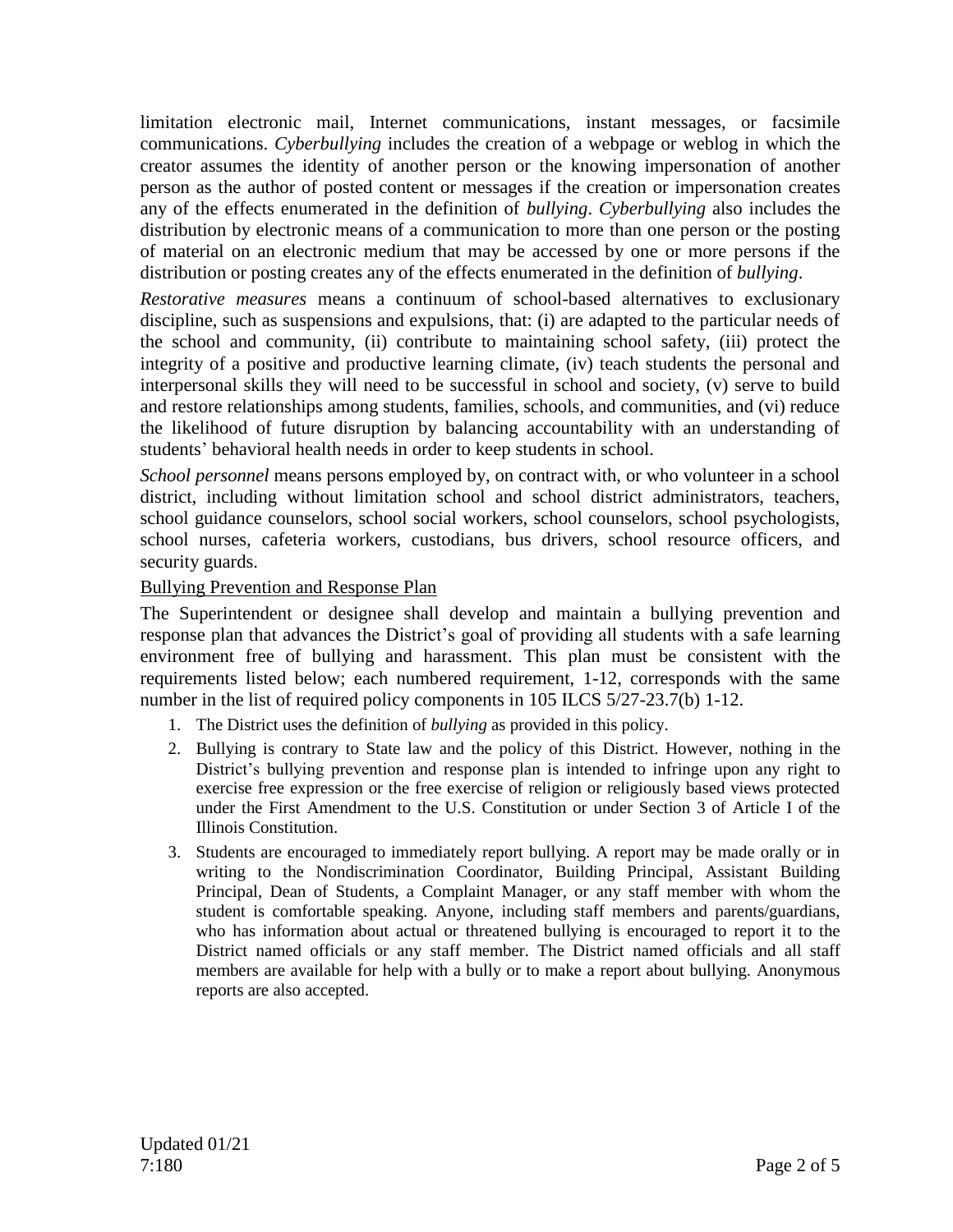limitation electronic mail, Internet communications, instant messages, or facsimile communications. *Cyberbullying* includes the creation of a webpage or weblog in which the creator assumes the identity of another person or the knowing impersonation of another person as the author of posted content or messages if the creation or impersonation creates any of the effects enumerated in the definition of *bullying*. *Cyberbullying* also includes the distribution by electronic means of a communication to more than one person or the posting of material on an electronic medium that may be accessed by one or more persons if the distribution or posting creates any of the effects enumerated in the definition of *bullying*.

*Restorative measures* means a continuum of school-based alternatives to exclusionary discipline, such as suspensions and expulsions, that: (i) are adapted to the particular needs of the school and community, (ii) contribute to maintaining school safety, (iii) protect the integrity of a positive and productive learning climate, (iv) teach students the personal and interpersonal skills they will need to be successful in school and society, (v) serve to build and restore relationships among students, families, schools, and communities, and (vi) reduce the likelihood of future disruption by balancing accountability with an understanding of students' behavioral health needs in order to keep students in school.

*School personnel* means persons employed by, on contract with, or who volunteer in a school district, including without limitation school and school district administrators, teachers, school guidance counselors, school social workers, school counselors, school psychologists, school nurses, cafeteria workers, custodians, bus drivers, school resource officers, and security guards.

<u>Bullying Prevention and Response Plan</u>

The Superintendent or designee shall develop and maintain a bullying prevention and response plan that advances the District's goal of providing all students with a safe learning environment free of bullying and harassment. This plan must be consistent with the requirements listed below; each numbered requirement, 1-12, corresponds with the same number in the list of required policy components in 105 ILCS 5/27-23.7(b) 1-12.

1. The District uses the definition of *bullying* as provided in this policy.
2. Bullying is contrary to State law and the policy of this District. However, nothing in the District's bullying prevention and response plan is intended to infringe upon any right to exercise free expression or the free exercise of religion or religiously based views protected under the First Amendment to the U.S. Constitution or under Section 3 of Article I of the Illinois Constitution.
3. Students are encouraged to immediately report bullying. A report may be made orally or in writing to the Nondiscrimination Coordinator, Building Principal, Assistant Building Principal, Dean of Students, a Complaint Manager, or any staff member with whom the student is comfortable speaking. Anyone, including staff members and parents/guardians, who has information about actual or threatened bullying is encouraged to report it to the District named officials or any staff member. The District named officials and all staff members are available for help with a bully or to make a report about bullying. Anonymous reports are also accepted.

Updated 01/21
7:180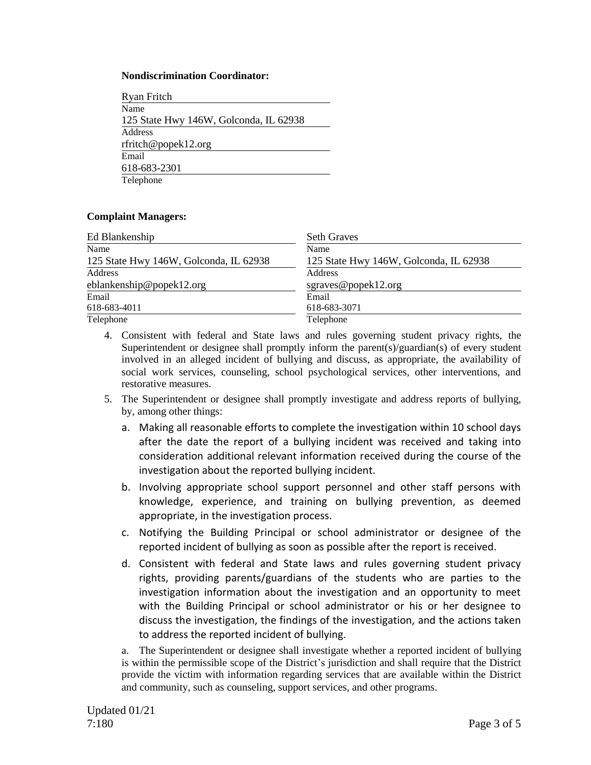**Nondiscrimination Coordinator:**

Ryan Fritch
Name
125 State Hwy 146W, Golconda, IL 62938
Address
rfritch@popek12.org
Email
618-683-2301
Telephone

**Complaint Managers:**

| Ed Blankenship | Seth Graves |
|---|---|
| Name | Name |
| 125 State Hwy 146W, Golconda, IL 62938 | 125 State Hwy 146W, Golconda, IL 62938 |
| Address | Address |
| eblankenship@popek12.org | sgraves@popek12.org |
| Email | Email |
| 618-683-4011 | 618-683-3071 |
| Telephone | Telephone |

4. Consistent with federal and State laws and rules governing student privacy rights, the Superintendent or designee shall promptly inform the parent(s)/guardian(s) of every student involved in an alleged incident of bullying and discuss, as appropriate, the availability of social work services, counseling, school psychological services, other interventions, and restorative measures.

5. The Superintendent or designee shall promptly investigate and address reports of bullying, by, among other things:

   a. Making all reasonable efforts to complete the investigation within 10 school days after the date the report of a bullying incident was received and taking into consideration additional relevant information received during the course of the investigation about the reported bullying incident.

   b. Involving appropriate school support personnel and other staff persons with knowledge, experience, and training on bullying prevention, as deemed appropriate, in the investigation process.

   c. Notifying the Building Principal or school administrator or designee of the reported incident of bullying as soon as possible after the report is received.

   d. Consistent with federal and State laws and rules governing student privacy rights, providing parents/guardians of the students who are parties to the investigation information about the investigation and an opportunity to meet with the Building Principal or school administrator or his or her designee to discuss the investigation, the findings of the investigation, and the actions taken to address the reported incident of bullying.

   a. The Superintendent or designee shall investigate whether a reported incident of bullying is within the permissible scope of the District's jurisdiction and shall require that the District provide the victim with information regarding services that are available within the District and community, such as counseling, support services, and other programs.

Updated 01/21
7:180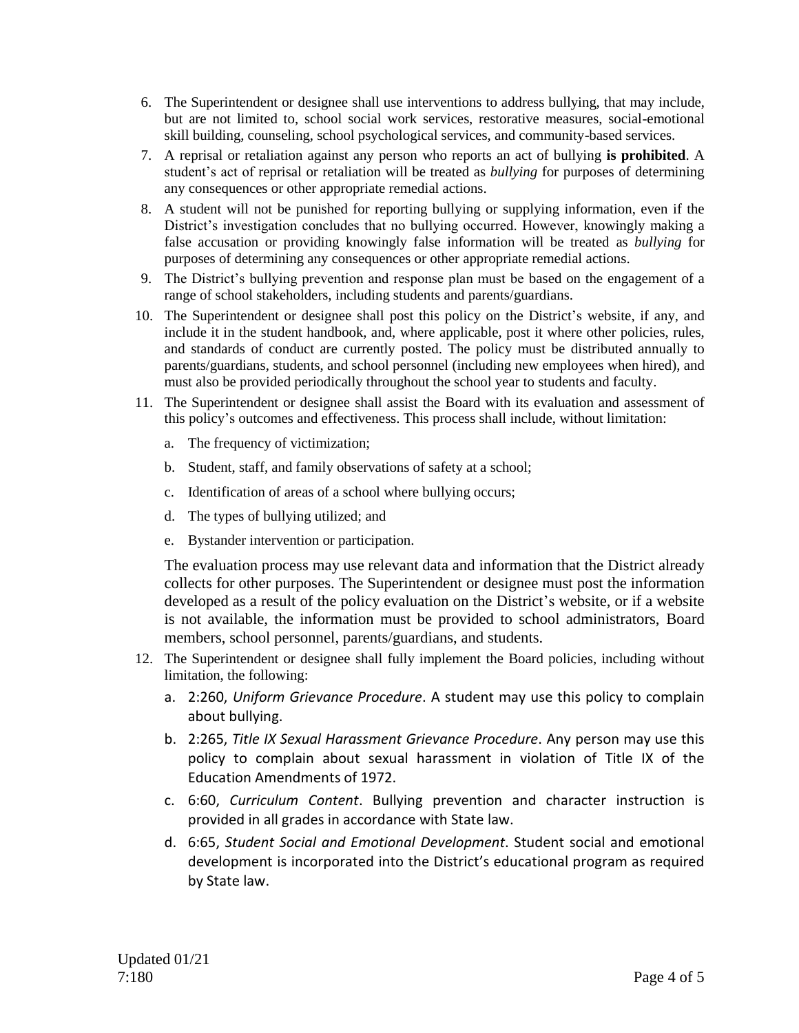6. The Superintendent or designee shall use interventions to address bullying, that may include, but are not limited to, school social work services, restorative measures, social-emotional skill building, counseling, school psychological services, and community-based services.
7. A reprisal or retaliation against any person who reports an act of bullying **is prohibited**. A student's act of reprisal or retaliation will be treated as *bullying* for purposes of determining any consequences or other appropriate remedial actions.
8. A student will not be punished for reporting bullying or supplying information, even if the District's investigation concludes that no bullying occurred. However, knowingly making a false accusation or providing knowingly false information will be treated as *bullying* for purposes of determining any consequences or other appropriate remedial actions.
9. The District's bullying prevention and response plan must be based on the engagement of a range of school stakeholders, including students and parents/guardians.
10. The Superintendent or designee shall post this policy on the District's website, if any, and include it in the student handbook, and, where applicable, post it where other policies, rules, and standards of conduct are currently posted. The policy must be distributed annually to parents/guardians, students, and school personnel (including new employees when hired), and must also be provided periodically throughout the school year to students and faculty.
11. The Superintendent or designee shall assist the Board with its evaluation and assessment of this policy's outcomes and effectiveness. This process shall include, without limitation:
    a. The frequency of victimization;
    b. Student, staff, and family observations of safety at a school;
    c. Identification of areas of a school where bullying occurs;
    d. The types of bullying utilized; and
    e. Bystander intervention or participation.

    The evaluation process may use relevant data and information that the District already collects for other purposes. The Superintendent or designee must post the information developed as a result of the policy evaluation on the District's website, or if a website is not available, the information must be provided to school administrators, Board members, school personnel, parents/guardians, and students.
12. The Superintendent or designee shall fully implement the Board policies, including without limitation, the following:
    a. 2:260, *Uniform Grievance Procedure*. A student may use this policy to complain about bullying.
    b. 2:265, *Title IX Sexual Harassment Grievance Procedure*. Any person may use this policy to complain about sexual harassment in violation of Title IX of the Education Amendments of 1972.
    c. 6:60, *Curriculum Content*. Bullying prevention and character instruction is provided in all grades in accordance with State law.
    d. 6:65, *Student Social and Emotional Development*. Student social and emotional development is incorporated into the District's educational program as required by State law.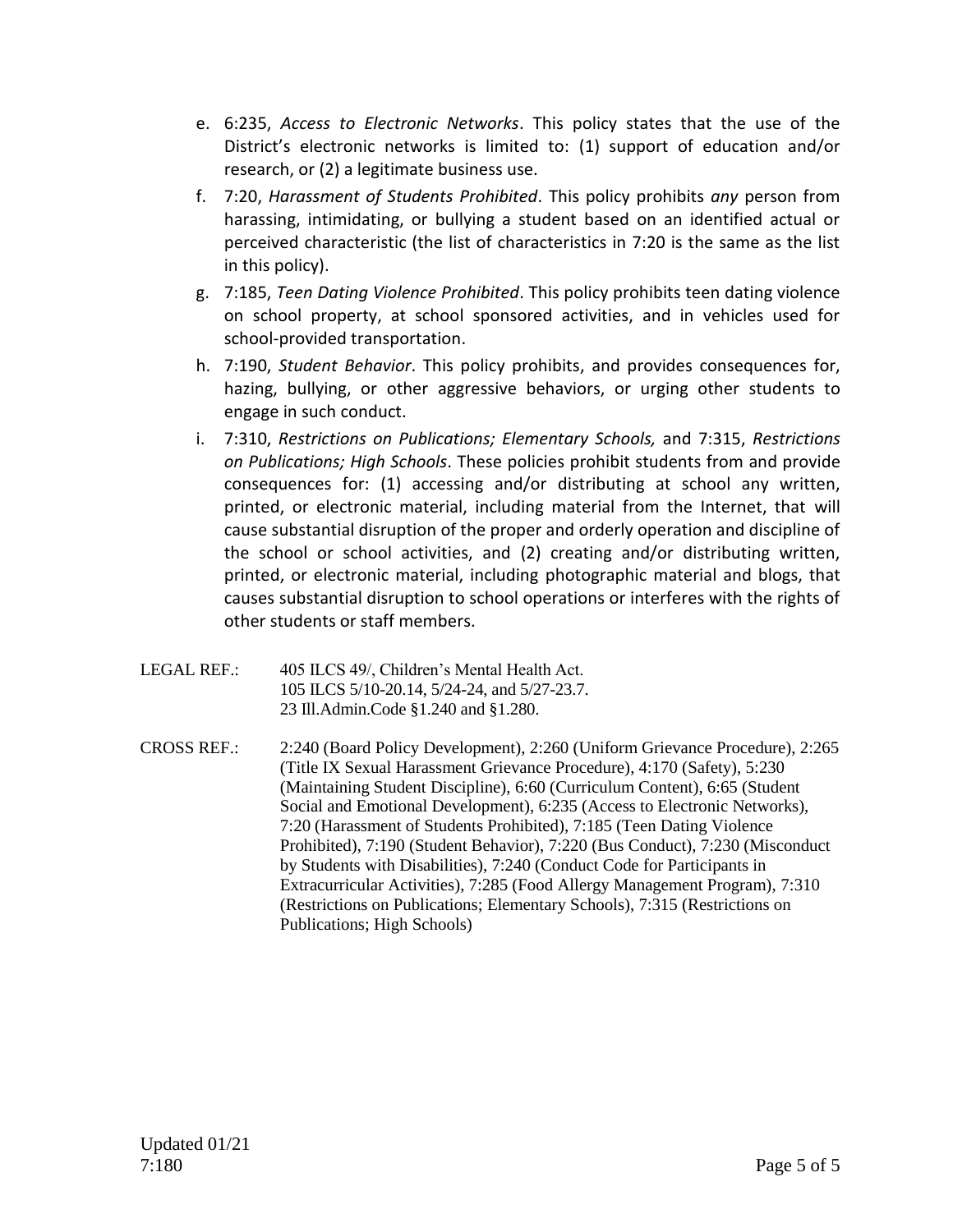e. 6:235, *Access to Electronic Networks*. This policy states that the use of the District's electronic networks is limited to: (1) support of education and/or research, or (2) a legitimate business use.

f. 7:20, *Harassment of Students Prohibited*. This policy prohibits *any* person from harassing, intimidating, or bullying a student based on an identified actual or perceived characteristic (the list of characteristics in 7:20 is the same as the list in this policy).

g. 7:185, *Teen Dating Violence Prohibited*. This policy prohibits teen dating violence on school property, at school sponsored activities, and in vehicles used for school-provided transportation.

h. 7:190, *Student Behavior*. This policy prohibits, and provides consequences for, hazing, bullying, or other aggressive behaviors, or urging other students to engage in such conduct.

i. 7:310, *Restrictions on Publications; Elementary Schools,* and 7:315, *Restrictions on Publications; High Schools*. These policies prohibit students from and provide consequences for: (1) accessing and/or distributing at school any written, printed, or electronic material, including material from the Internet, that will cause substantial disruption of the proper and orderly operation and discipline of the school or school activities, and (2) creating and/or distributing written, printed, or electronic material, including photographic material and blogs, that causes substantial disruption to school operations or interferes with the rights of other students or staff members.

LEGAL REF.: 405 ILCS 49/, Children's Mental Health Act.
105 ILCS 5/10-20.14, 5/24-24, and 5/27-23.7.
23 Ill.Admin.Code §1.240 and §1.280.

CROSS REF.: 2:240 (Board Policy Development), 2:260 (Uniform Grievance Procedure), 2:265 (Title IX Sexual Harassment Grievance Procedure), 4:170 (Safety), 5:230 (Maintaining Student Discipline), 6:60 (Curriculum Content), 6:65 (Student Social and Emotional Development), 6:235 (Access to Electronic Networks), 7:20 (Harassment of Students Prohibited), 7:185 (Teen Dating Violence Prohibited), 7:190 (Student Behavior), 7:220 (Bus Conduct), 7:230 (Misconduct by Students with Disabilities), 7:240 (Conduct Code for Participants in Extracurricular Activities), 7:285 (Food Allergy Management Program), 7:310 (Restrictions on Publications; Elementary Schools), 7:315 (Restrictions on Publications; High Schools)